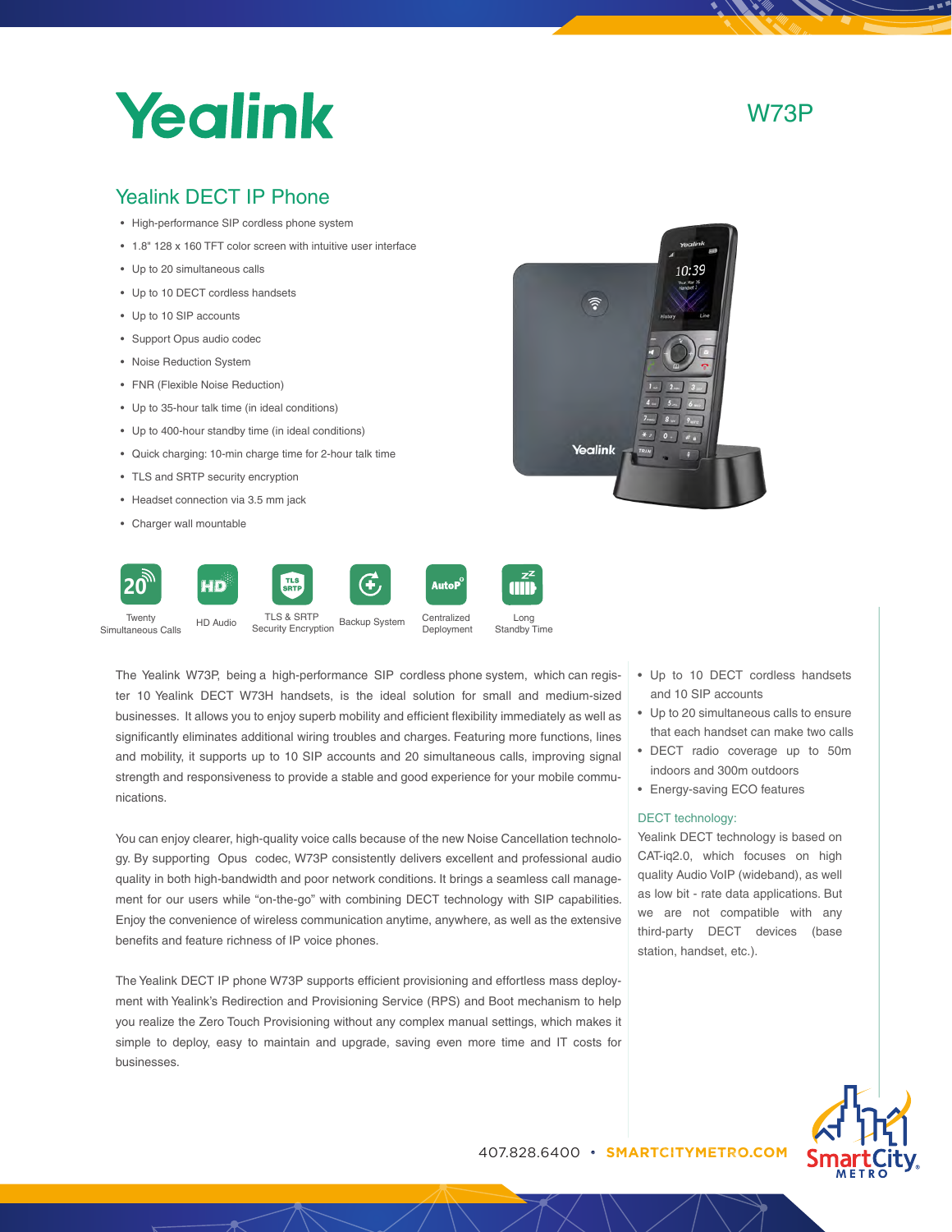# Yealink

W73P

## Yealink DECT IP Phone

- High-performance SIP cordless phone system
- 1.8" 128 x 160 TFT color screen with intuitive user interface
- Up to 20 simultaneous calls
- Up to 10 DECT cordless handsets
- Up to 10 SIP accounts
- Support Opus audio codec
- Noise Reduction System
- FNR (Flexible Noise Reduction)
- Up to 35-hour talk time (in ideal conditions)
- Up to 400-hour standby time (in ideal conditions)
- Quick charging: 10-min charge time for 2-hour talk time
- TLS and SRTP security encryption
- Headset connection via 3.5 mm jack
- Charger wall mountable

Twenty Simultaneous Calls | HD Audio | TLS & SRTP Security Encryption | Backup System | Centralized Deployment | Long Standby Time

The Yealink W73P, being a high-performance SIP cordless phone system, which can register 10 Yealink DECT W73H handsets, is the ideal solution for small and medium-sized businesses. It allows you to enjoy superb mobility and efficient flexibility immediately as well as significantly eliminates additional wiring troubles and charges. Featuring more functions, lines and mobility, it supports up to 10 SIP accounts and 20 simultaneous calls, improving signal strength and responsiveness to provide a stable and good experience for your mobile communications.

You can enjoy clearer, high-quality voice calls because of the new Noise Cancellation technology. By supporting Opus codec, W73P consistently delivers excellent and professional audio quality in both high-bandwidth and poor network conditions. It brings a seamless call management for our users while "on-the-go" with combining DECT technology with SIP capabilities. Enjoy the convenience of wireless communication anytime, anywhere, as well as the extensive benefits and feature richness of IP voice phones.

The Yealink DECT IP phone W73P supports efficient provisioning and effortless mass deployment with Yealink's Redirection and Provisioning Service (RPS) and Boot mechanism to help you realize the Zero Touch Provisioning without any complex manual settings, which makes it simple to deploy, easy to maintain and upgrade, saving even more time and IT costs for businesses.

- Up to 10 DECT cordless handsets and 10 SIP accounts
- Up to 20 simultaneous calls to ensure that each handset can make two calls
- DECT radio coverage up to 50m indoors and 300m outdoors
- Energy-saving ECO features

### DECT technology:

Yealink DECT technology is based on CAT-iq2.0, which focuses on high quality Audio VoIP (wideband), as well as low bit - rate data applications. But we are not compatible with any third-party DECT devices (base station, handset, etc.).

407.828.6400 • SMARTCITYMETRO.COM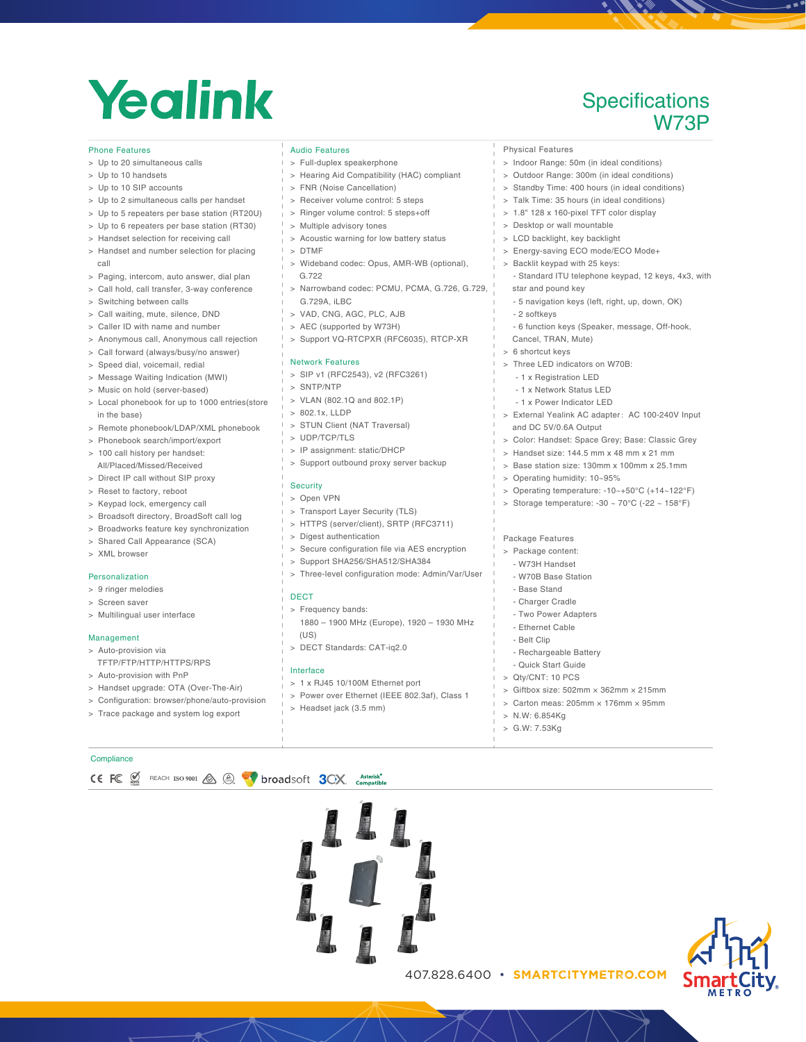# Yealink

## Specifications W73P

### Phone Features

- > Up to 20 simultaneous calls
- > Up to 10 handsets
- > Up to 10 SIP accounts
- > Up to 2 simultaneous calls per handset
- > Up to 5 repeaters per base station (RT20U)
- > Up to 6 repeaters per base station (RT30)
- > Handset selection for receiving call
- > Handset and number selection for placing call
- > Paging, intercom, auto answer, dial plan
- > Call hold, call transfer, 3-way conference
- > Switching between calls
- > Call waiting, mute, silence, DND
- > Caller ID with name and number
- > Anonymous call, Anonymous call rejection
- > Call forward (always/busy/no answer)
- > Speed dial, voicemail, redial
- > Message Waiting Indication (MWI)
- > Music on hold (server-based)
- > Local phonebook for up to 1000 entries(store in the base)
- > Remote phonebook/LDAP/XML phonebook
- > Phonebook search/import/export
- > 100 call history per handset: All/Placed/Missed/Received
- > Direct IP call without SIP proxy
- > Reset to factory, reboot
- > Keypad lock, emergency call
- > Broadsoft directory, BroadSoft call log
- > Broadworks feature key synchronization
- > Shared Call Appearance (SCA)
- > XML browser

### Personalization

- > 9 ringer melodies
- > Screen saver
- > Multilingual user interface

### Management

- > Auto-provision via TFTP/FTP/HTTP/HTTPS/RPS
- > Auto-provision with PnP
- > Handset upgrade: OTA (Over-The-Air)
- > Configuration: browser/phone/auto-provision
- > Trace package and system log export

### Audio Features

- > Full-duplex speakerphone
- > Hearing Aid Compatibility (HAC) compliant
- > FNR (Noise Cancellation)
- > Receiver volume control: 5 steps
- > Ringer volume control: 5 steps+off
- > Multiple advisory tones
- > Acoustic warning for low battery status
- > DTMF
- > Wideband codec: Opus, AMR-WB (optional), G.722
- > Narrowband codec: PCMU, PCMA, G.726, G.729, G.729A, iLBC
- > VAD, CNG, AGC, PLC, AJB
- > AEC (supported by W73H)
- > Support VQ-RTCPXR (RFC6035), RTCP-XR

### Network Features

- > SIP v1 (RFC2543), v2 (RFC3261)
- > SNTP/NTP
- > VLAN (802.1Q and 802.1P)
- > 802.1x, LLDP
- > STUN Client (NAT Traversal)
- > UDP/TCP/TLS
- > IP assignment: static/DHCP
- > Support outbound proxy server backup

### Security

- > Open VPN
- > Transport Layer Security (TLS)
- > HTTPS (server/client), SRTP (RFC3711)
- > Digest authentication
- > Secure configuration file via AES encryption
- > Support SHA256/SHA512/SHA384
- > Three-level configuration mode: Admin/Var/User

### DECT

- > Frequency bands: 1880 – 1900 MHz (Europe), 1920 – 1930 MHz (US)
- > DECT Standards: CAT-iq2.0

### Interface

- > 1 x RJ45 10/100M Ethernet port
- > Power over Ethernet (IEEE 802.3af), Class 1
- > Headset jack (3.5 mm)

### Physical Features

- > Indoor Range: 50m (in ideal conditions)
- > Outdoor Range: 300m (in ideal conditions)
- > Standby Time: 400 hours (in ideal conditions)
- > Talk Time: 35 hours (in ideal conditions)
- > 1.8" 128 x 160-pixel TFT color display
- > Desktop or wall mountable
- > LCD backlight, key backlight
- > Energy-saving ECO mode/ECO Mode+
- > Backlit keypad with 25 keys:
  - Standard ITU telephone keypad, 12 keys, 4x3, with star and pound key
  - 5 navigation keys (left, right, up, down, OK)
  - 2 softkeys
  - 6 function keys (Speaker, message, Off-hook, Cancel, TRAN, Mute)
- > 6 shortcut keys
- > Three LED indicators on W70B:
  - 1 x Registration LED
  - 1 x Network Status LED
  - 1 x Power Indicator LED
- > External Yealink AC adapter: AC 100-240V Input and DC 5V/0.6A Output
- > Color: Handset: Space Grey; Base: Classic Grey
- > Handset size: 144.5 mm x 48 mm x 21 mm
- > Base station size: 130mm x 100mm x 25.1mm
- > Operating humidity: 10~95%
- > Operating temperature: -10~+50°C (+14~122°F)
- > Storage temperature: -30 ~ 70°C (-22 ~ 158°F)

### Package Features

- > Package content:
  - W73H Handset
  - W70B Base Station
  - Base Stand
  - Charger Cradle
  - Two Power Adapters
  - Ethernet Cable
  - Belt Clip
  - Rechargeable Battery
  - Quick Start Guide
- > Qty/CNT: 10 PCS
- > Giftbox size: 502mm × 362mm × 215mm
- > Carton meas: 205mm × 176mm × 95mm
- > N.W: 6.854Kg
- > G.W: 7.53Kg

### Compliance

CE FC RoHS REACH ISO 9001 broadsoft 3CX Asterisk® Compatible

407.828.6400 • SMARTCITYMETRO.COM

SmartCity METRO